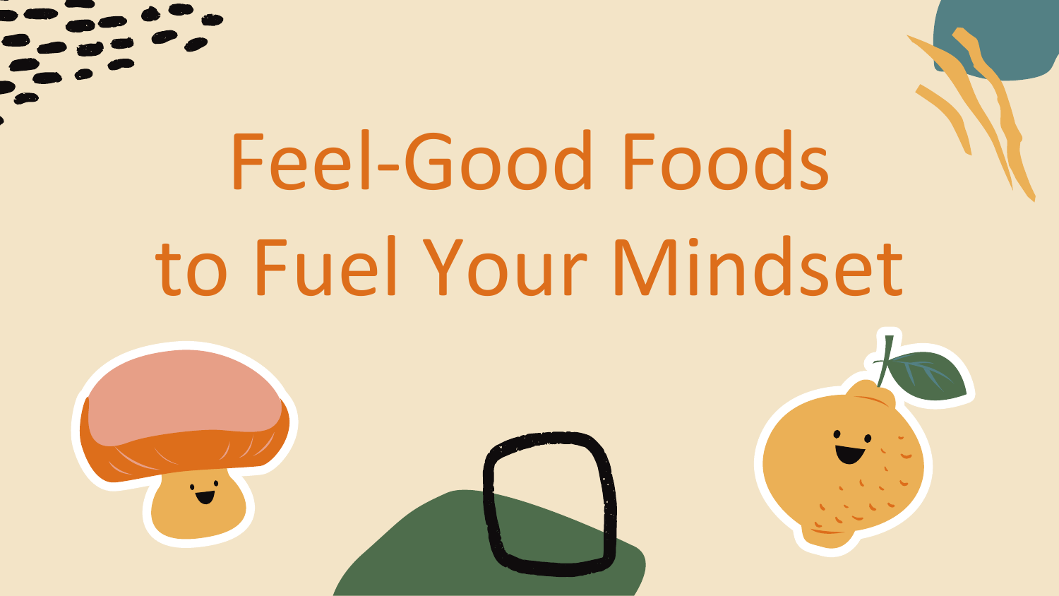# Feel-Good Foods to Fuel Your Mindset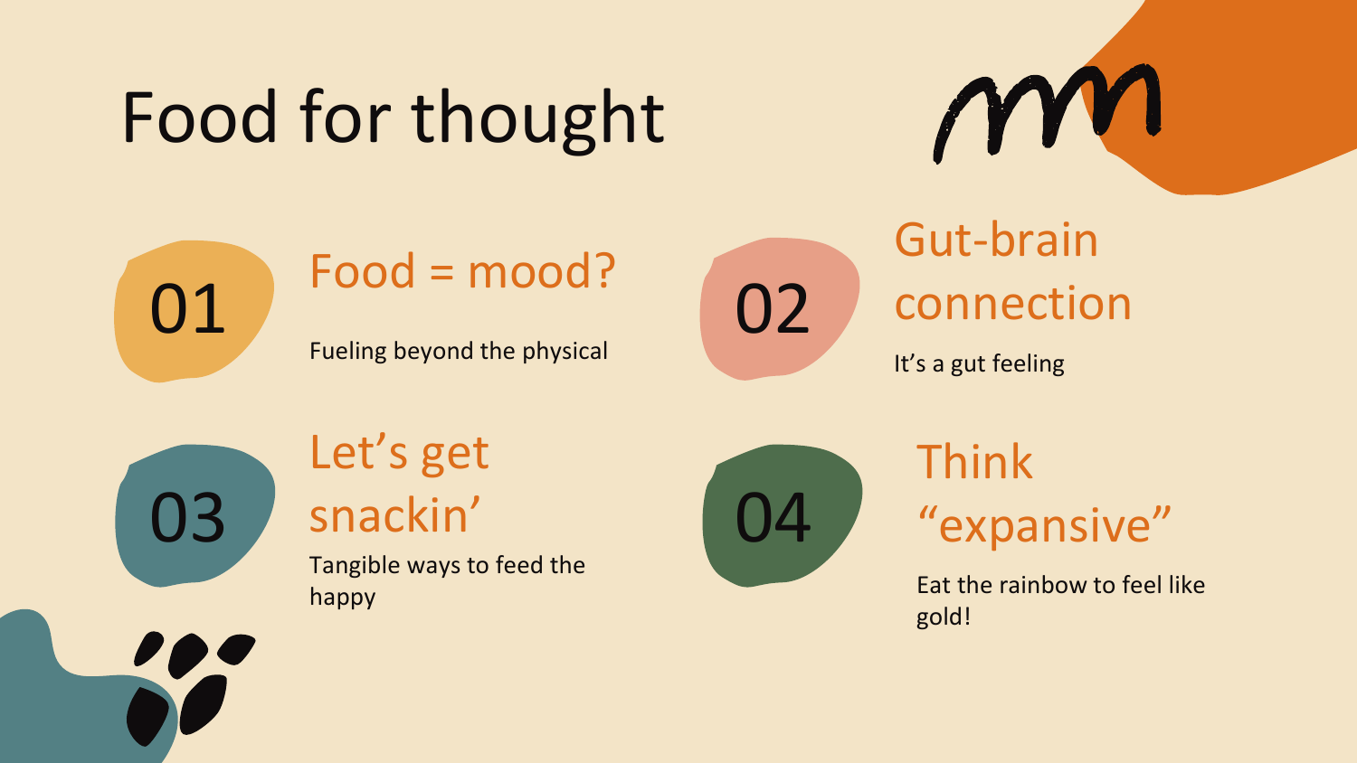# Food for thought

## 01 Food = mood?

Fueling beyond the physical

## 02 Gut-brain connection

It's a gut feeling

## 03 Let's get snackin'

Tangible ways to feed the happy

## 04 Think "expansive"

Eat the rainbow to feel like gold!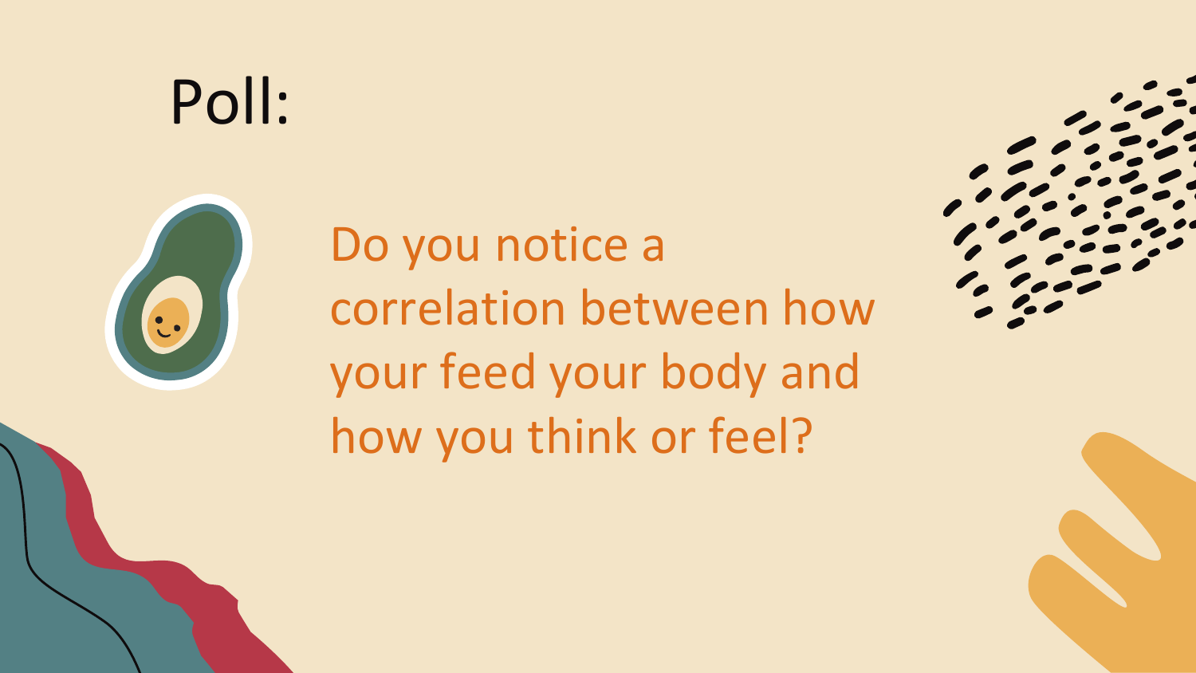# Poll:

Do you notice a correlation between how your feed your body and how you think or feel?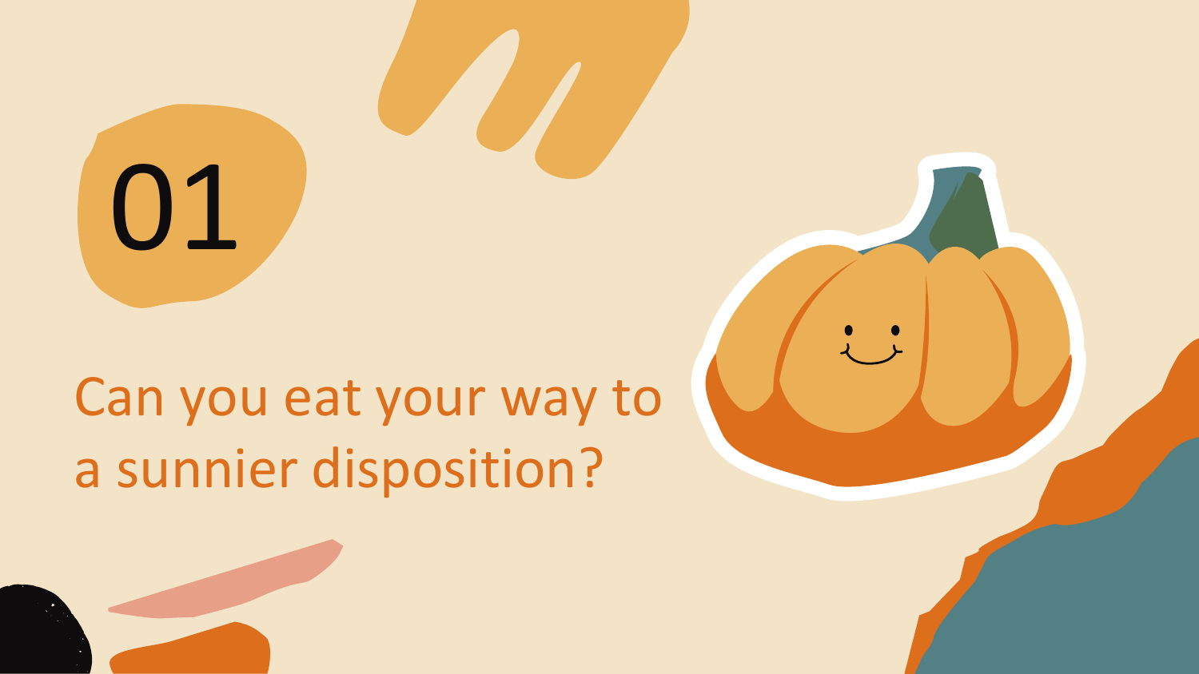# 01

## Can you eat your way to a sunnier disposition?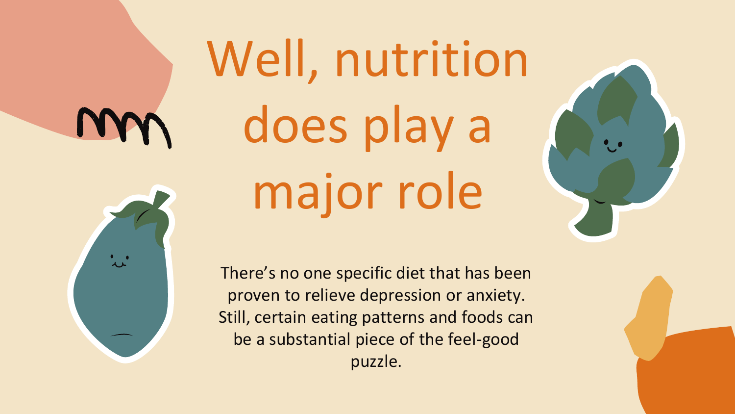# Well, nutrition does play a major role

There's no one specific diet that has been proven to relieve depression or anxiety. Still, certain eating patterns and foods can be a substantial piece of the feel-good puzzle.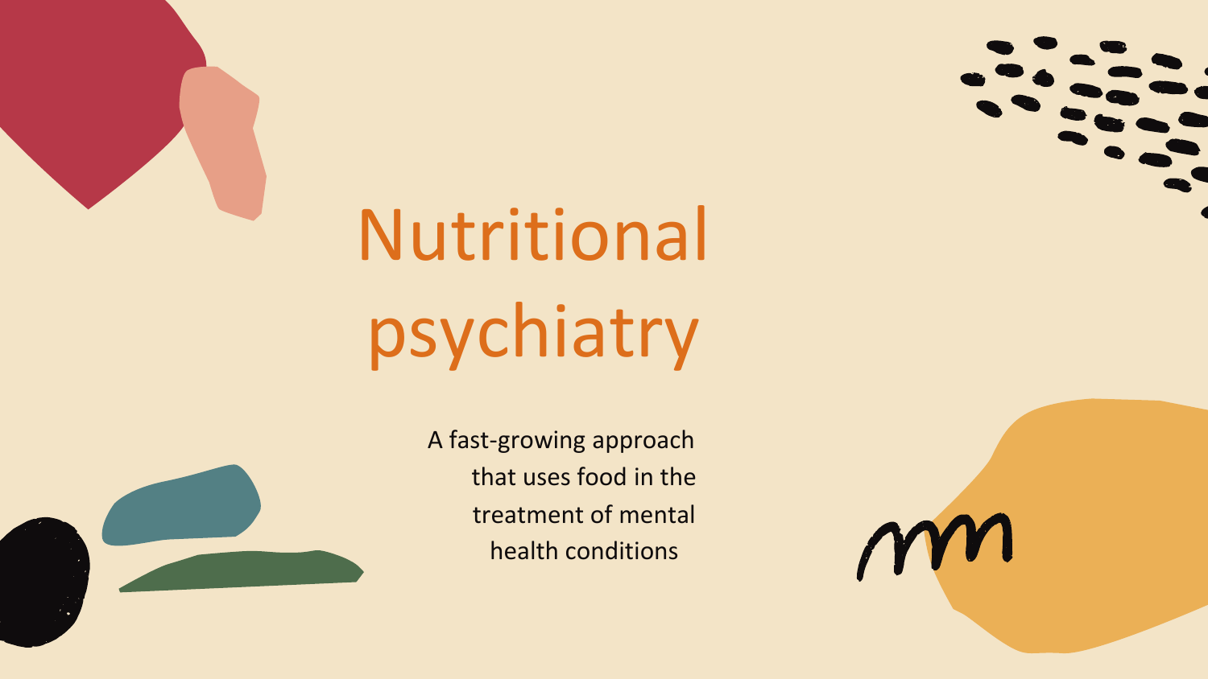# Nutritional psychiatry

A fast-growing approach that uses food in the treatment of mental health conditions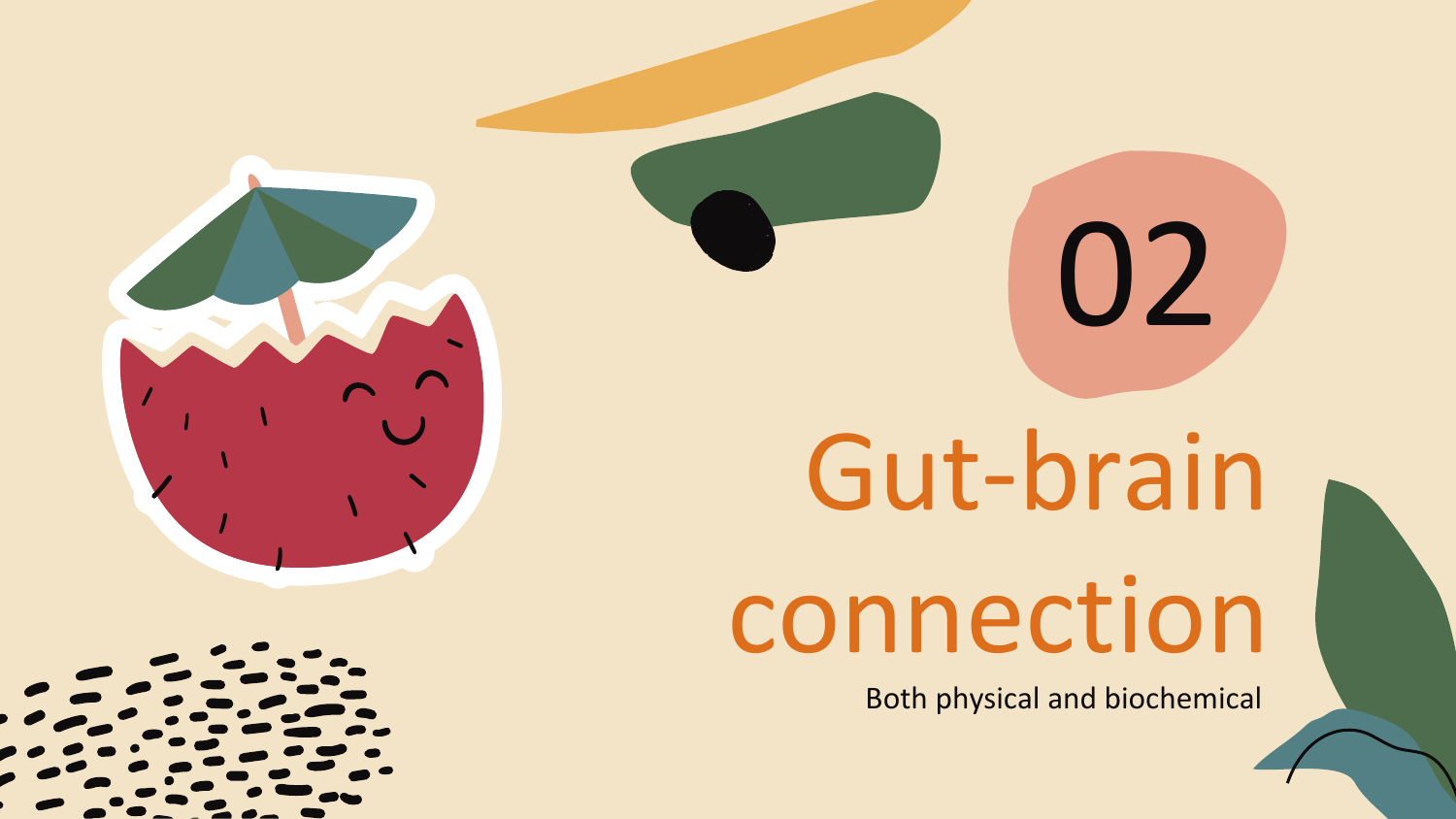02

# Gut-brain connection

Both physical and biochemical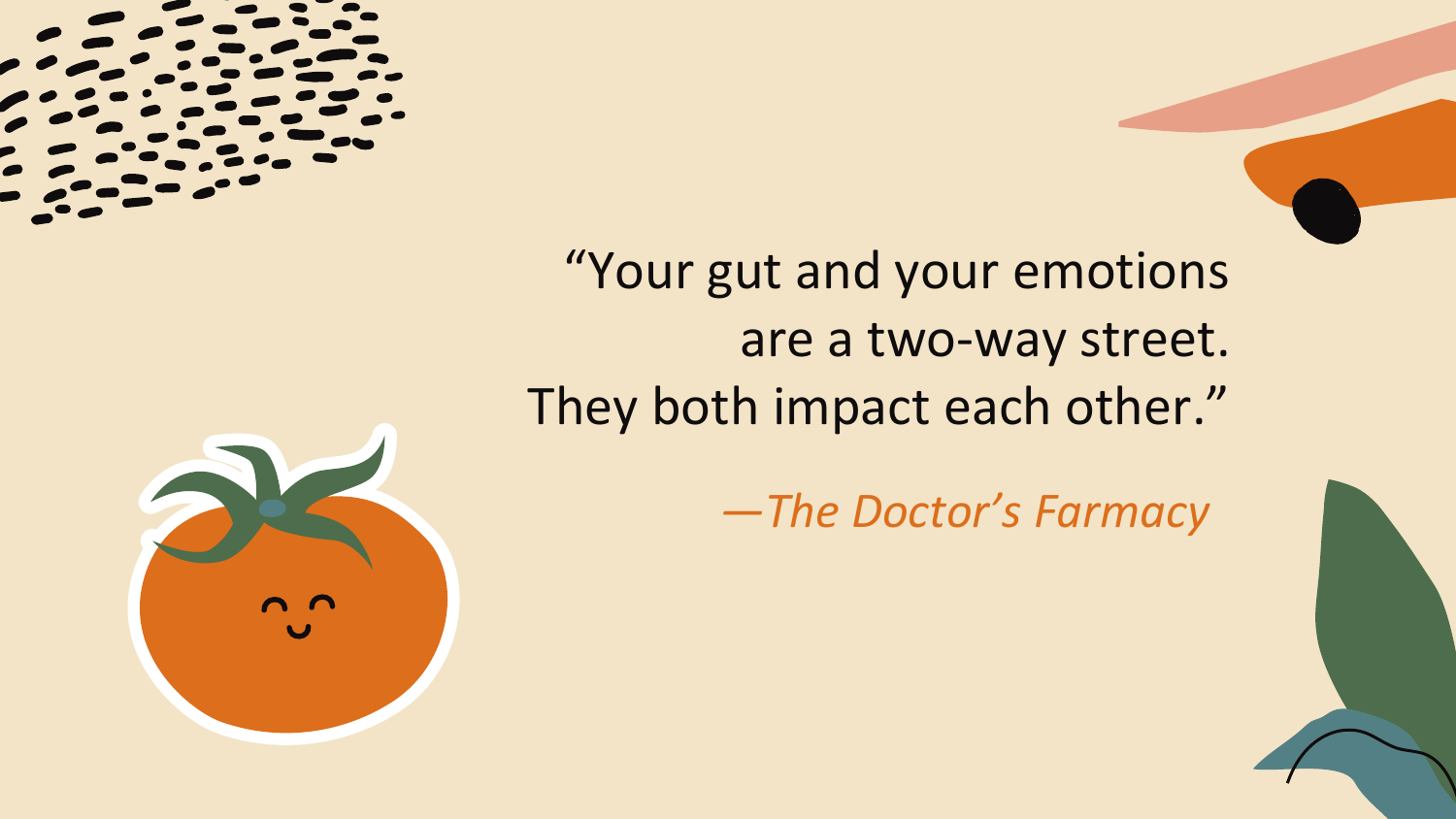"Your gut and your emotions are a two-way street. They both impact each other."

*—The Doctor's Farmacy*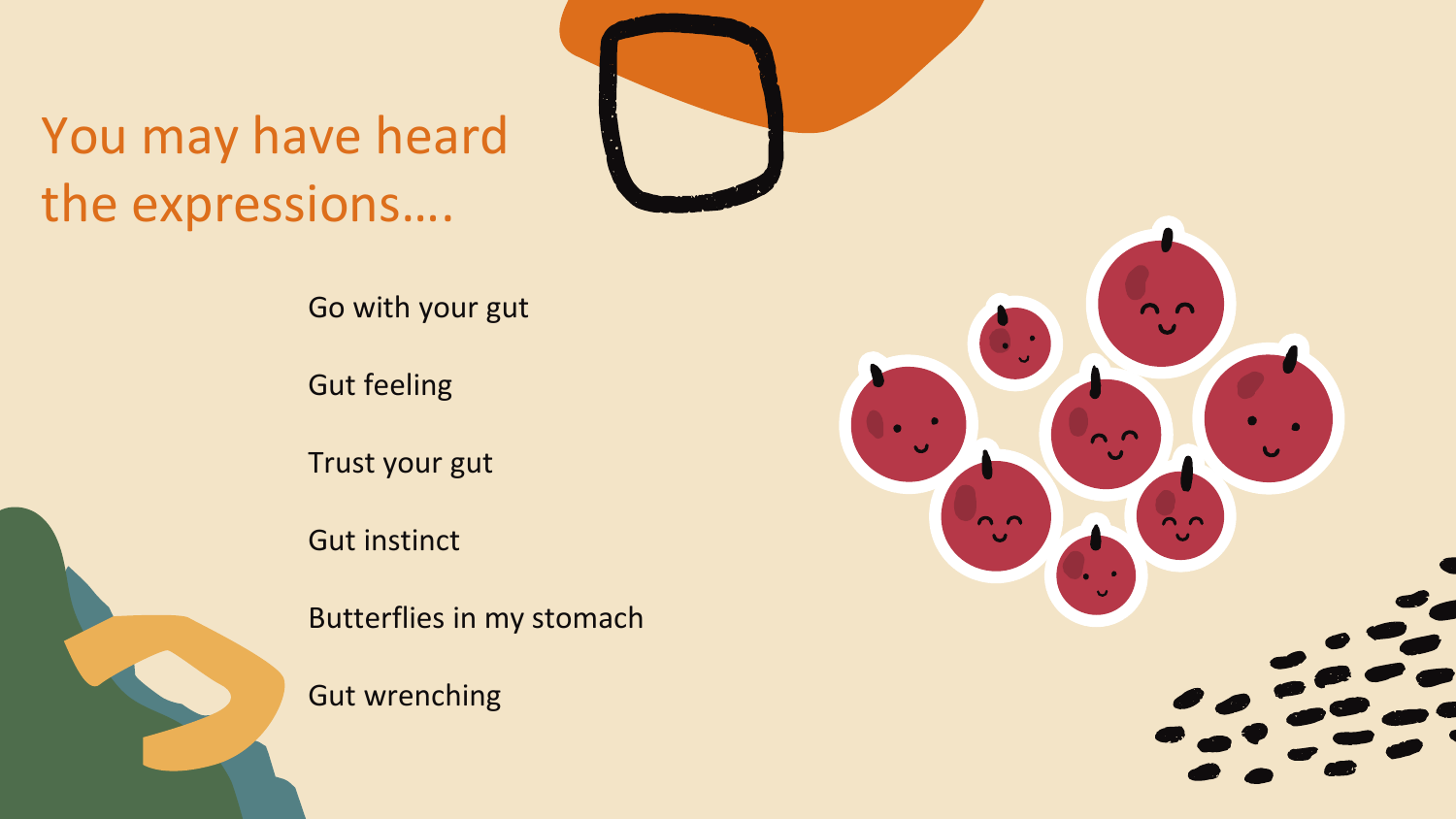# You may have heard the expressions….

- Go with your gut
- Gut feeling
- Trust your gut
- Gut instinct
- Butterflies in my stomach
- Gut wrenching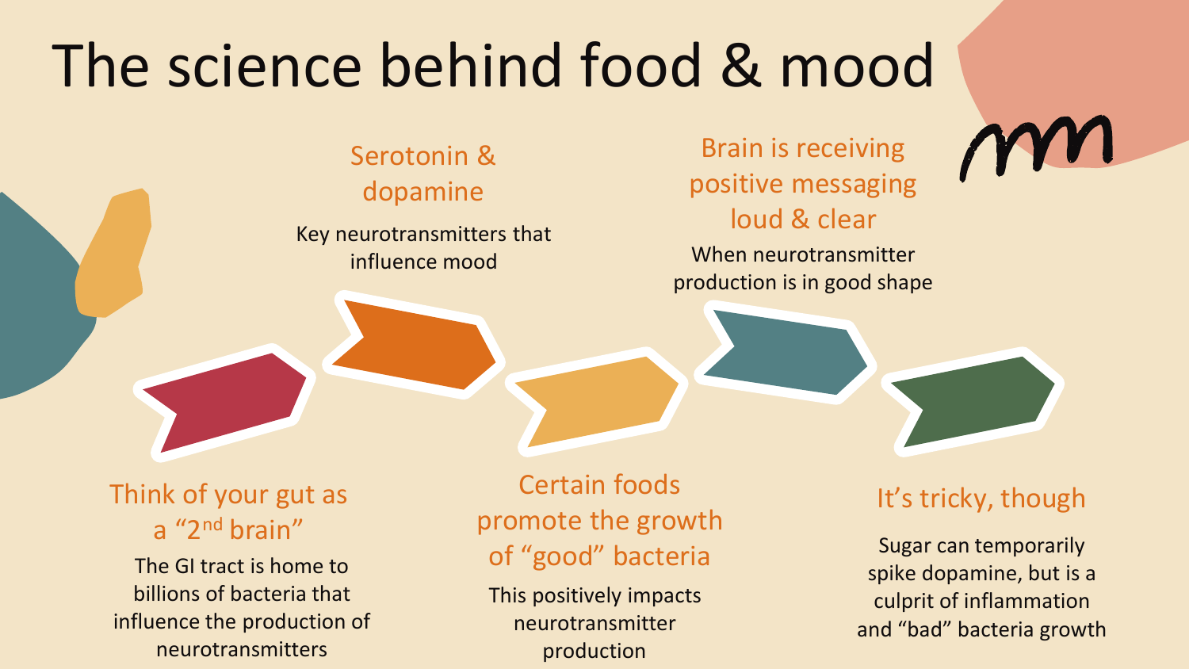# The science behind food & mood

### Think of your gut as a "2nd brain"

The GI tract is home to billions of bacteria that influence the production of neurotransmitters

### Serotonin & dopamine

Key neurotransmitters that influence mood

### Certain foods promote the growth of "good" bacteria

This positively impacts neurotransmitter production

### Brain is receiving positive messaging loud & clear

When neurotransmitter production is in good shape

### It's tricky, though

Sugar can temporarily spike dopamine, but is a culprit of inflammation and "bad" bacteria growth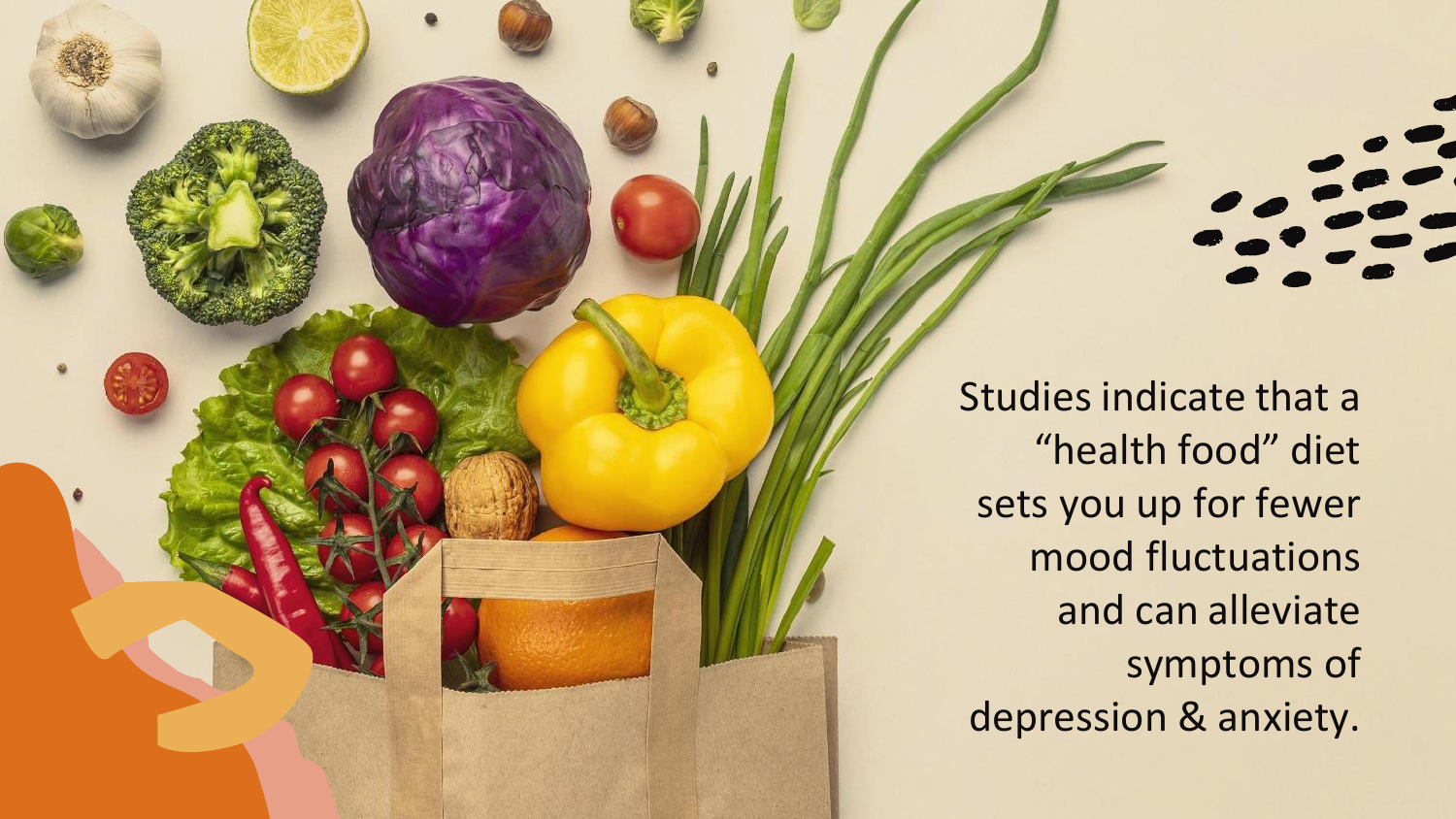Studies indicate that a "health food" diet sets you up for fewer mood fluctuations and can alleviate symptoms of depression & anxiety.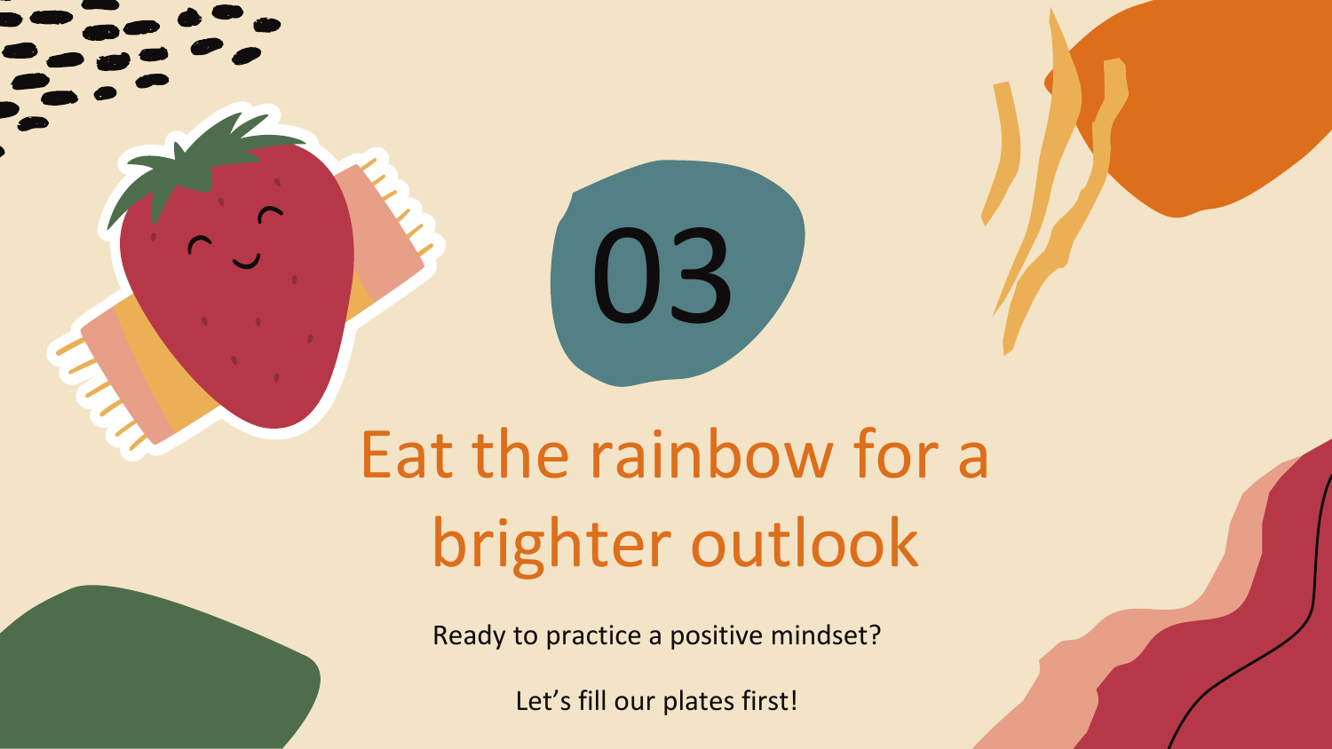# 03

# Eat the rainbow for a brighter outlook

Ready to practice a positive mindset?

Let's fill our plates first!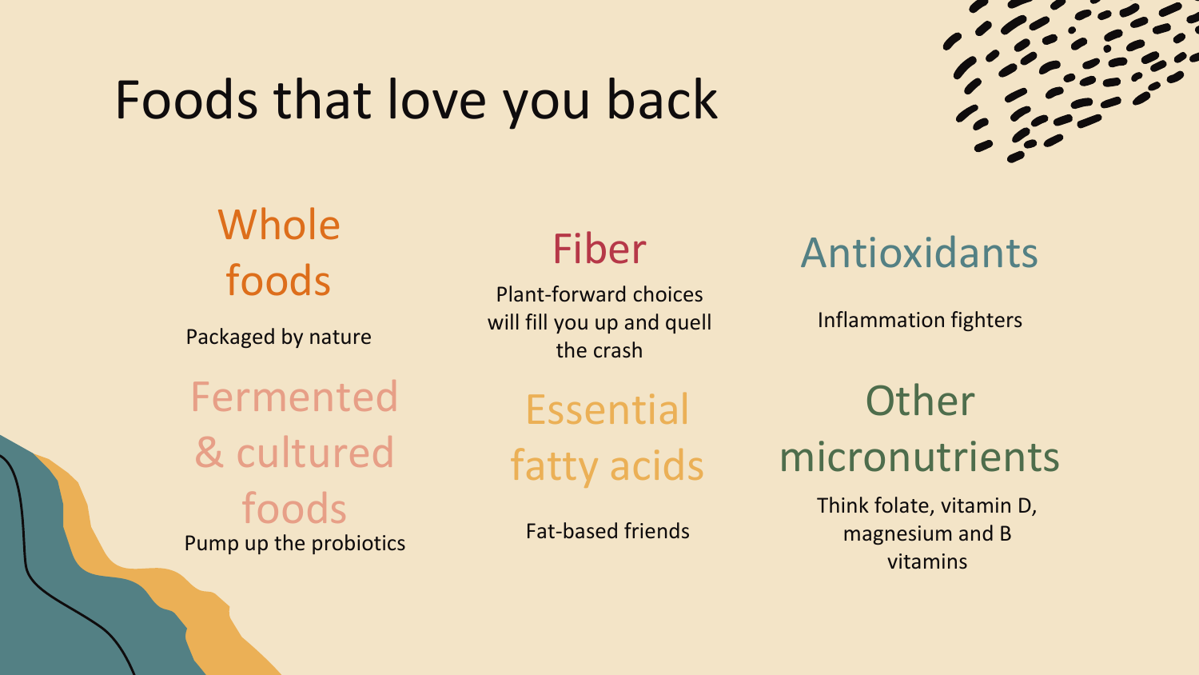# Foods that love you back

## Whole foods

Packaged by nature

## Fiber

Plant-forward choices will fill you up and quell the crash

## Antioxidants

Inflammation fighters

## Fermented & cultured foods

Pump up the probiotics

## Essential fatty acids

Fat-based friends

## Other micronutrients

Think folate, vitamin D, magnesium and B vitamins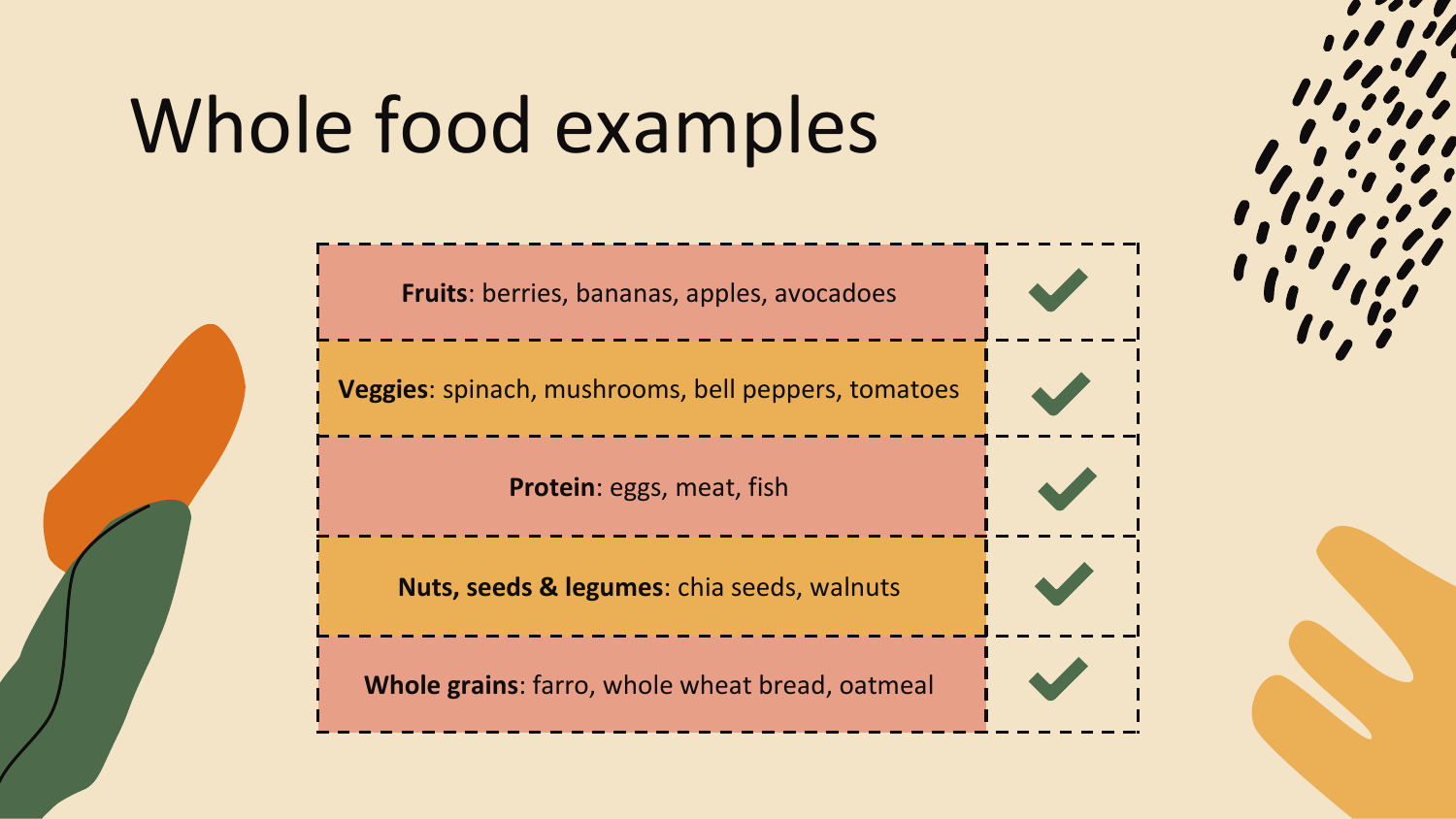# Whole food examples

| | |
|---|---|
| **Fruits**: berries, bananas, apples, avocadoes | ✔ |
| **Veggies**: spinach, mushrooms, bell peppers, tomatoes | ✔ |
| **Protein**: eggs, meat, fish | ✔ |
| **Nuts, seeds & legumes**: chia seeds, walnuts | ✔ |
| **Whole grains**: farro, whole wheat bread, oatmeal | ✔ |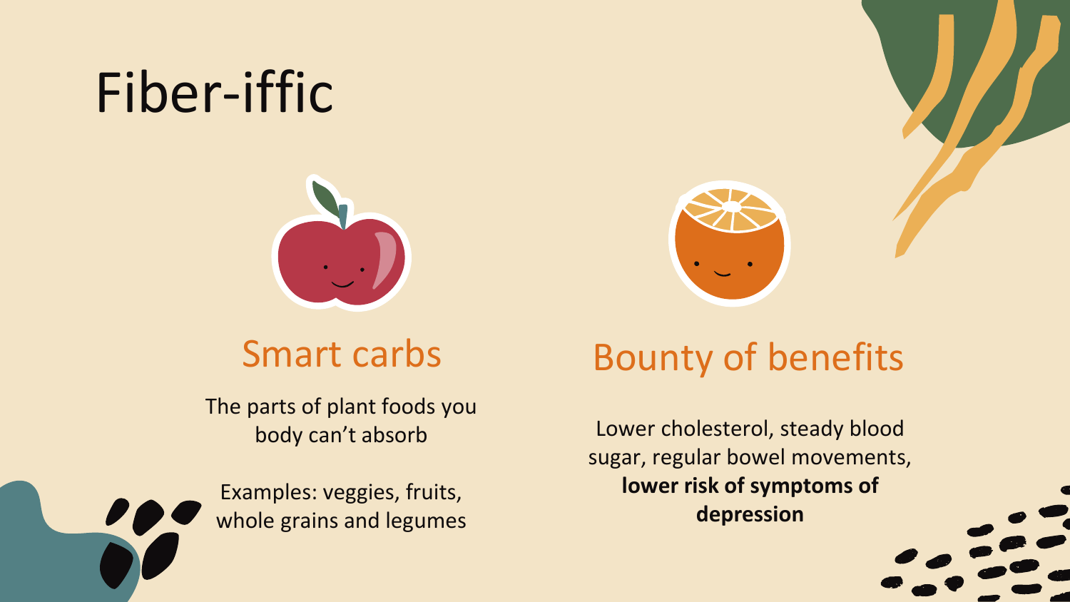# Fiber-iffic

## Smart carbs

The parts of plant foods you body can't absorb

Examples: veggies, fruits, whole grains and legumes

## Bounty of benefits

Lower cholesterol, steady blood sugar, regular bowel movements, **lower risk of symptoms of depression**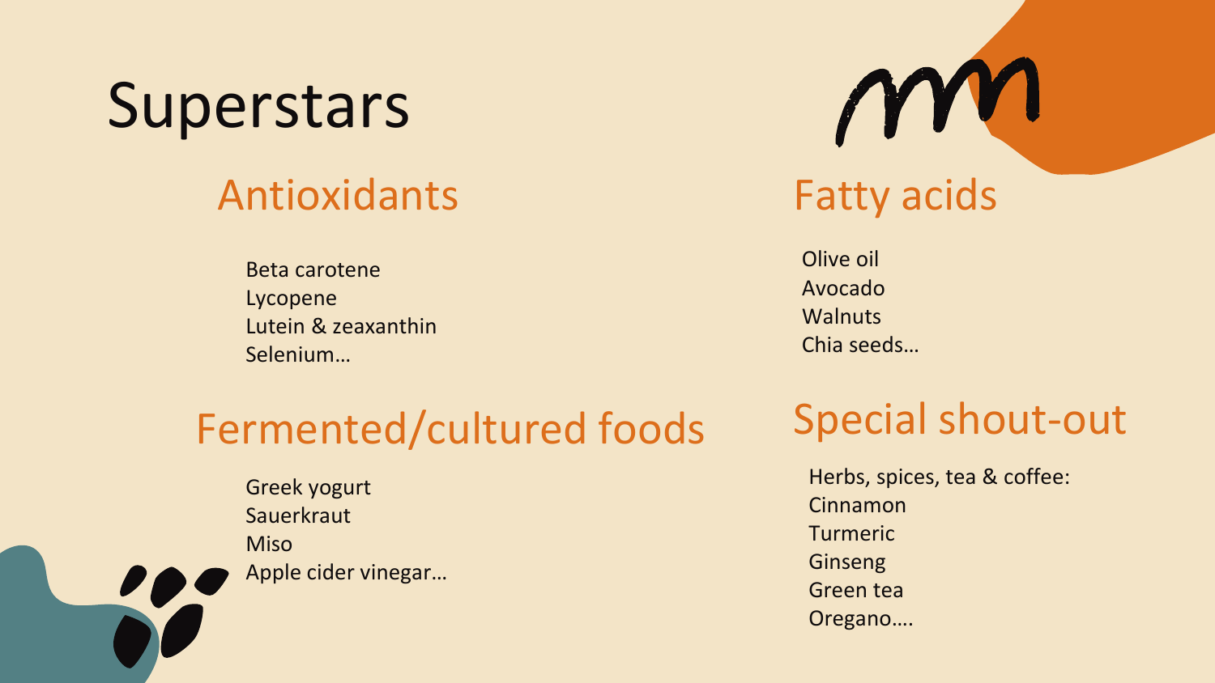# Superstars

## Antioxidants

Beta carotene
Lycopene
Lutein & zeaxanthin
Selenium…

## Fatty acids

Olive oil
Avocado
Walnuts
Chia seeds…

## Fermented/cultured foods

Greek yogurt
Sauerkraut
Miso
Apple cider vinegar…

## Special shout-out

Herbs, spices, tea & coffee:
Cinnamon
Turmeric
Ginseng
Green tea
Oregano….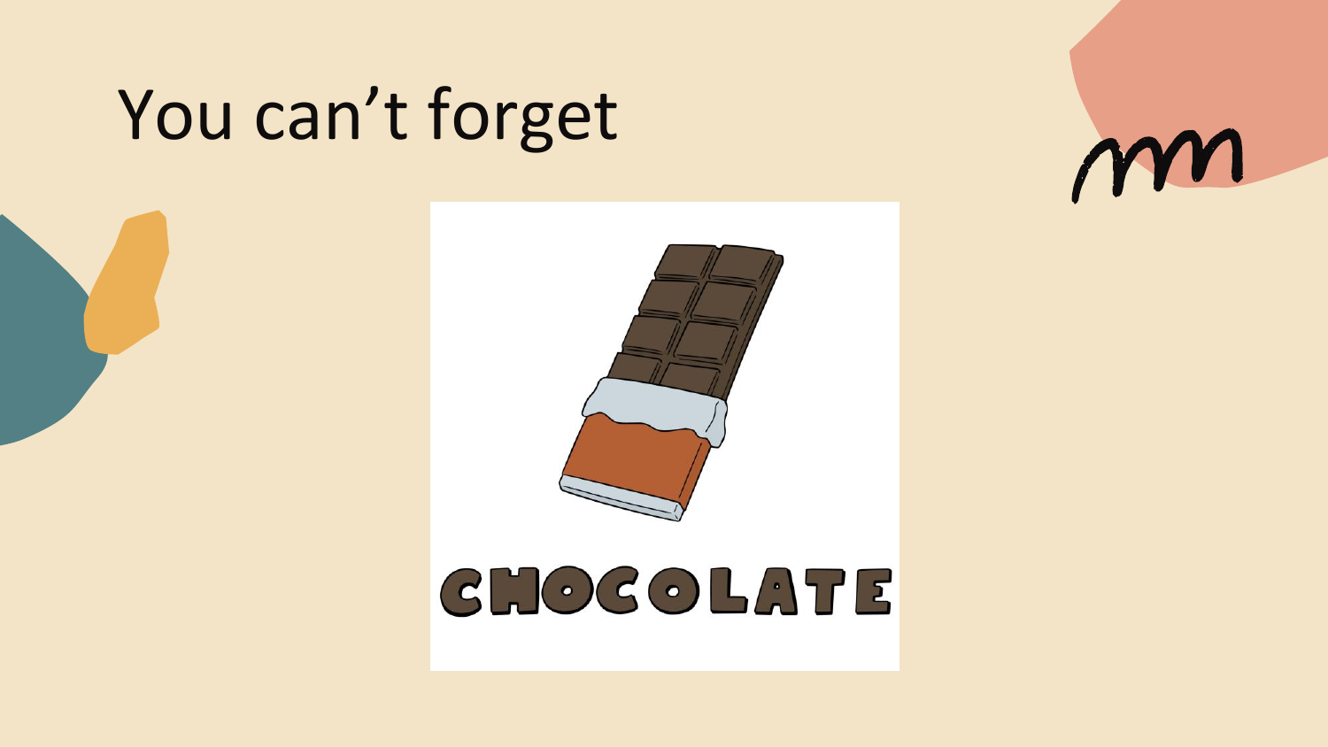# You can't forget

CHOCOLATE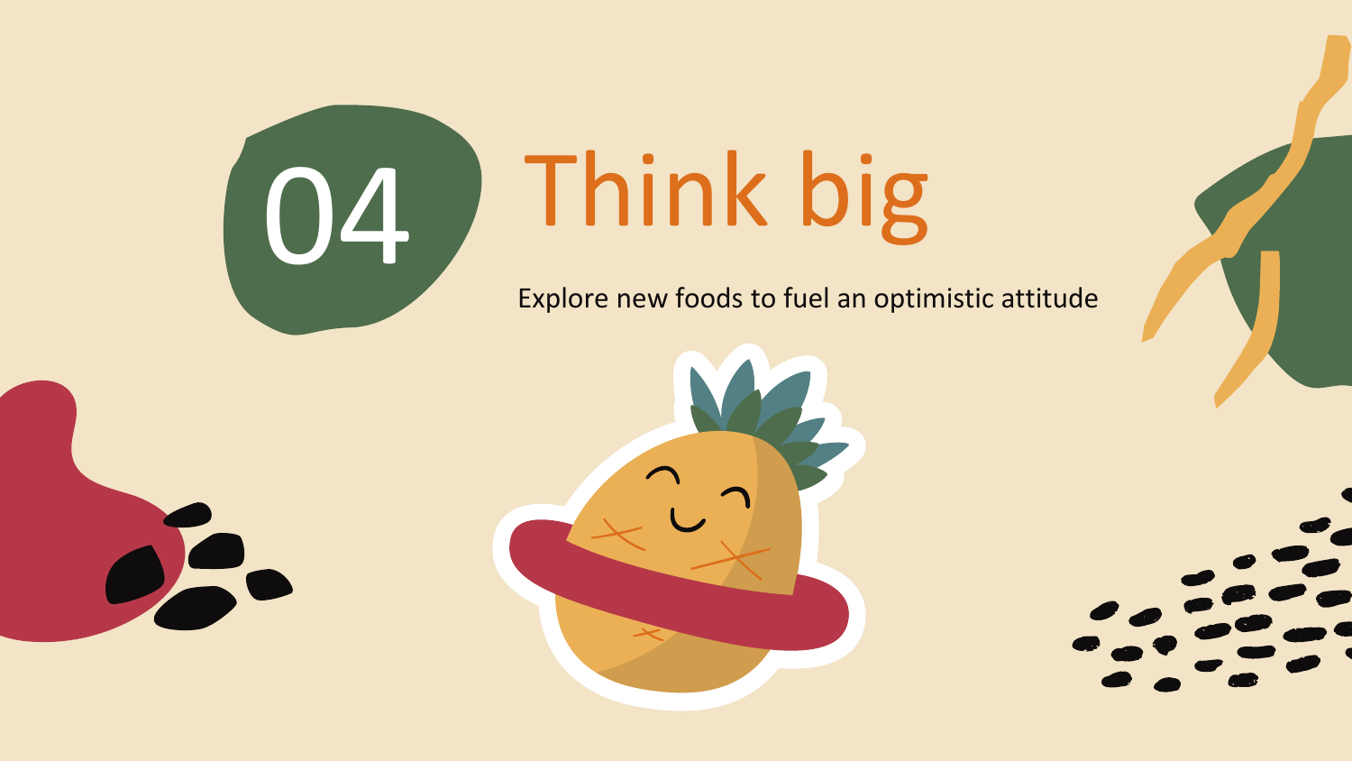# 04 Think big

Explore new foods to fuel an optimistic attitude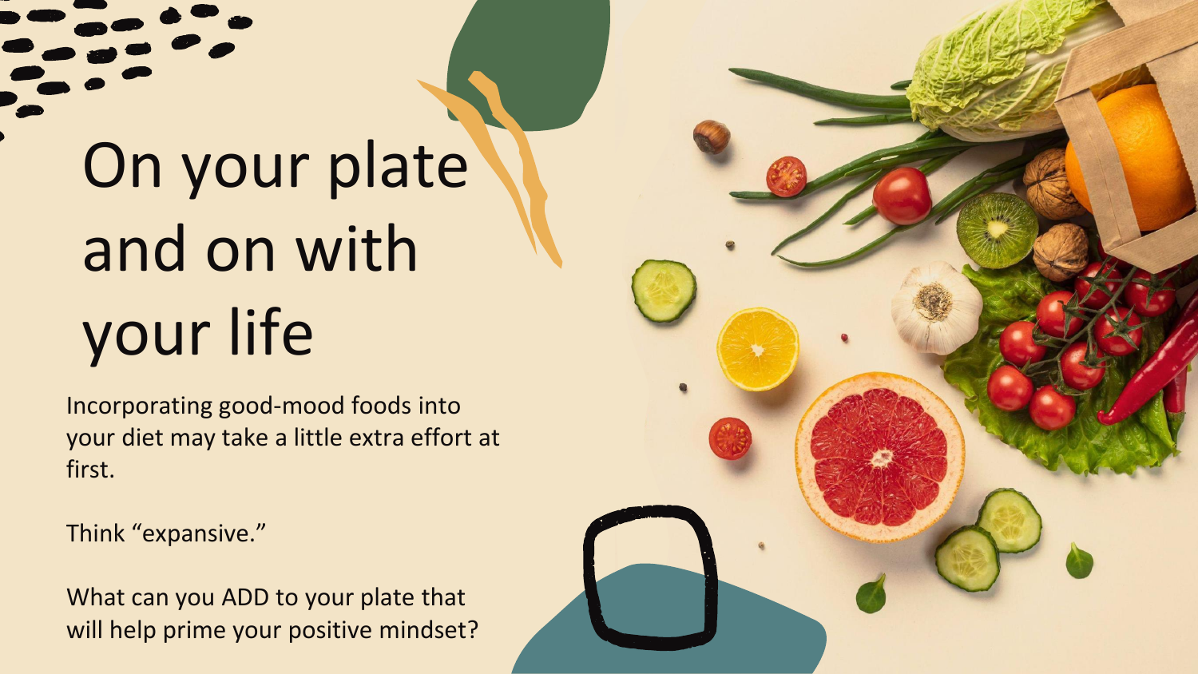# On your plate and on with your life

Incorporating good-mood foods into your diet may take a little extra effort at first.

Think "expansive."

What can you ADD to your plate that will help prime your positive mindset?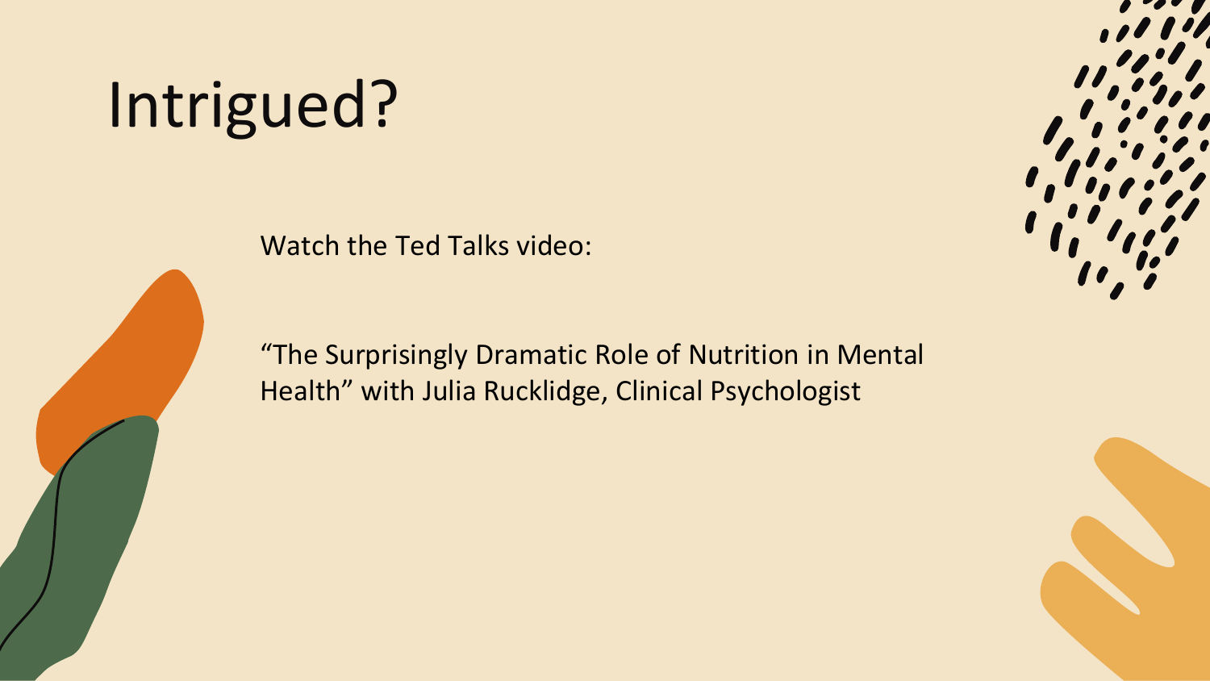# Intrigued?

Watch the Ted Talks video:

"The Surprisingly Dramatic Role of Nutrition in Mental Health" with Julia Rucklidge, Clinical Psychologist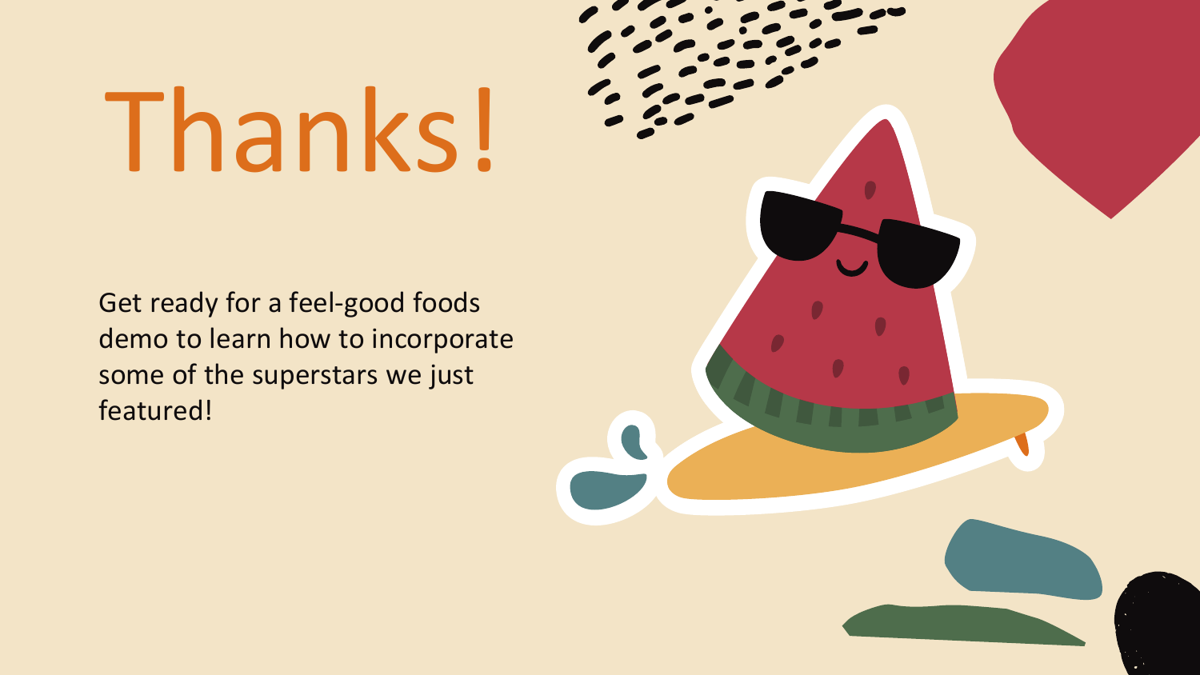# Thanks!

Get ready for a feel-good foods demo to learn how to incorporate some of the superstars we just featured!